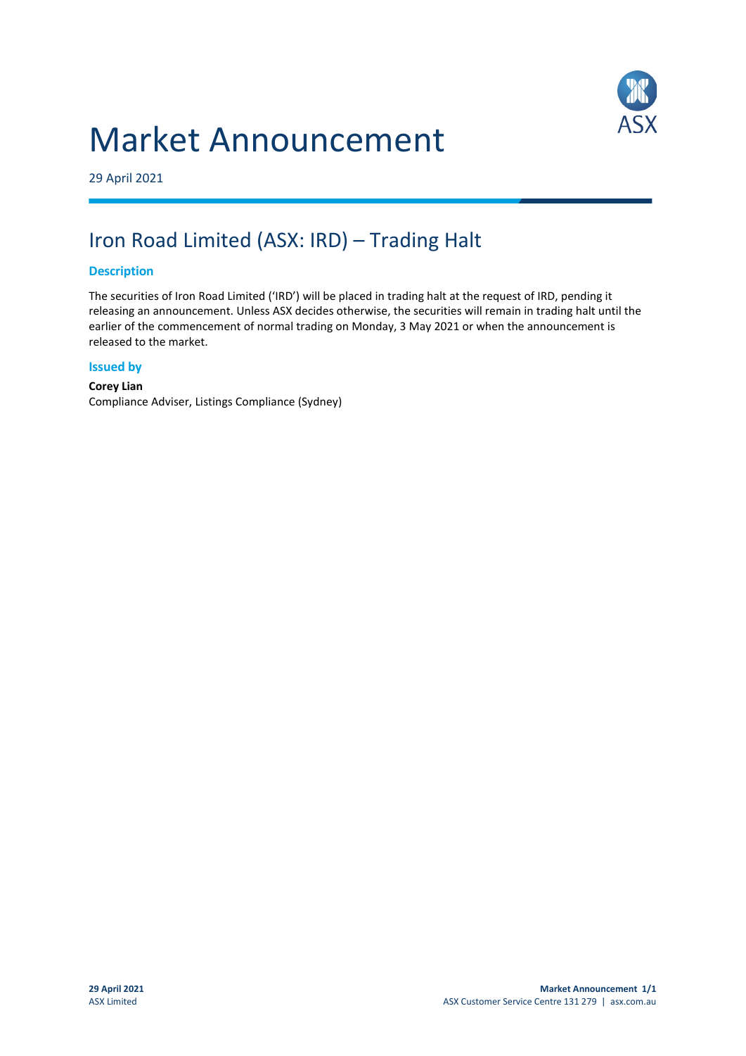# Market Announcement

29 April 2021

## Iron Road Limited (ASX: IRD) – Trading Halt

### Description

The securities of Iron Road Limited ('IRD') will be placed in trading halt at the request of IRD, pending it releasing an announcement. Unless ASX decides otherwise, the securities will remain in trading halt until the earlier of the commencement of normal trading on Monday, 3 May 2021 or when the announcement is released to the market.

### Issued by

**Corey Lian**
Compliance Adviser, Listings Compliance (Sydney)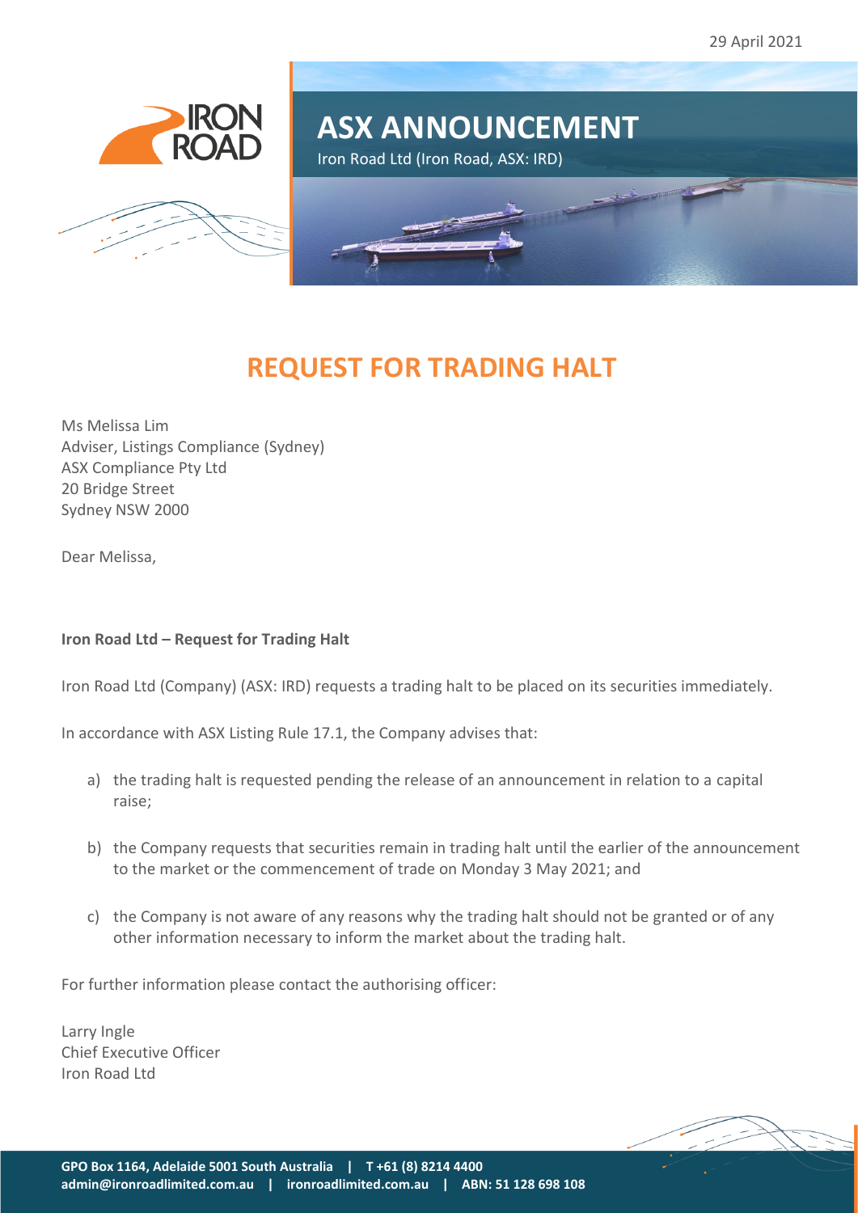29 April 2021

# ASX ANNOUNCEMENT

Iron Road Ltd (Iron Road, ASX: IRD)

## REQUEST FOR TRADING HALT

Ms Melissa Lim
Adviser, Listings Compliance (Sydney)
ASX Compliance Pty Ltd
20 Bridge Street
Sydney NSW 2000

Dear Melissa,

**Iron Road Ltd – Request for Trading Halt**

Iron Road Ltd (Company) (ASX: IRD) requests a trading halt to be placed on its securities immediately.

In accordance with ASX Listing Rule 17.1, the Company advises that:

a) the trading halt is requested pending the release of an announcement in relation to a capital raise;

b) the Company requests that securities remain in trading halt until the earlier of the announcement to the market or the commencement of trade on Monday 3 May 2021; and

c) the Company is not aware of any reasons why the trading halt should not be granted or of any other information necessary to inform the market about the trading halt.

For further information please contact the authorising officer:

Larry Ingle
Chief Executive Officer
Iron Road Ltd

**GPO Box 1164, Adelaide 5001 South Australia | T +61 (8) 8214 4400**
**admin@ironroadlimited.com.au | ironroadlimited.com.au | ABN: 51 128 698 108**